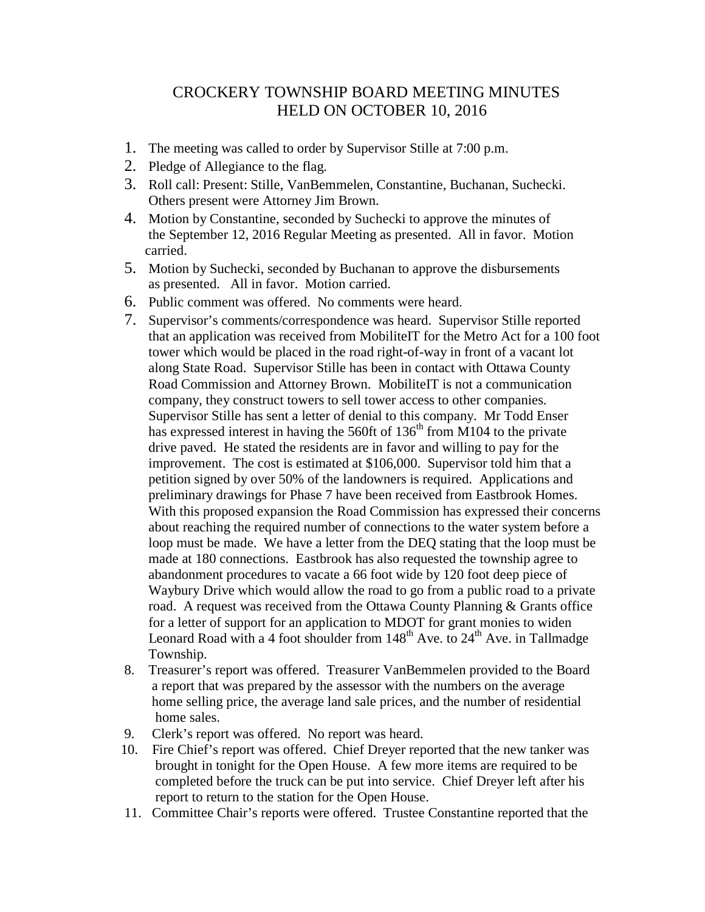# CROCKERY TOWNSHIP BOARD MEETING MINUTES
# HELD ON OCTOBER 10, 2016

1. The meeting was called to order by Supervisor Stille at 7:00 p.m.
2. Pledge of Allegiance to the flag.
3. Roll call: Present: Stille, VanBemmelen, Constantine, Buchanan, Suchecki. Others present were Attorney Jim Brown.
4. Motion by Constantine, seconded by Suchecki to approve the minutes of the September 12, 2016 Regular Meeting as presented. All in favor. Motion carried.
5. Motion by Suchecki, seconded by Buchanan to approve the disbursements as presented. All in favor. Motion carried.
6. Public comment was offered. No comments were heard.
7. Supervisor's comments/correspondence was heard. Supervisor Stille reported that an application was received from MobiliteIT for the Metro Act for a 100 foot tower which would be placed in the road right-of-way in front of a vacant lot along State Road. Supervisor Stille has been in contact with Ottawa County Road Commission and Attorney Brown. MobiliteIT is not a communication company, they construct towers to sell tower access to other companies. Supervisor Stille has sent a letter of denial to this company. Mr Todd Enser has expressed interest in having the 560ft of 136th from M104 to the private drive paved. He stated the residents are in favor and willing to pay for the improvement. The cost is estimated at $106,000. Supervisor told him that a petition signed by over 50% of the landowners is required. Applications and preliminary drawings for Phase 7 have been received from Eastbrook Homes. With this proposed expansion the Road Commission has expressed their concerns about reaching the required number of connections to the water system before a loop must be made. We have a letter from the DEQ stating that the loop must be made at 180 connections. Eastbrook has also requested the township agree to abandonment procedures to vacate a 66 foot wide by 120 foot deep piece of Waybury Drive which would allow the road to go from a public road to a private road. A request was received from the Ottawa County Planning & Grants office for a letter of support for an application to MDOT for grant monies to widen Leonard Road with a 4 foot shoulder from 148th Ave. to 24th Ave. in Tallmadge Township.
8. Treasurer's report was offered. Treasurer VanBemmelen provided to the Board a report that was prepared by the assessor with the numbers on the average home selling price, the average land sale prices, and the number of residential home sales.
9. Clerk's report was offered. No report was heard.
10. Fire Chief's report was offered. Chief Dreyer reported that the new tanker was brought in tonight for the Open House. A few more items are required to be completed before the truck can be put into service. Chief Dreyer left after his report to return to the station for the Open House.
11. Committee Chair's reports were offered. Trustee Constantine reported that the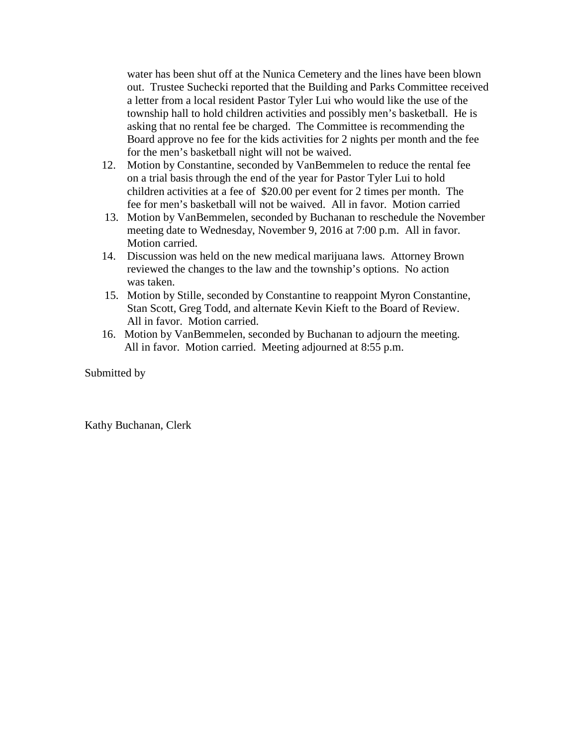water has been shut off at the Nunica Cemetery and the lines have been blown out. Trustee Suchecki reported that the Building and Parks Committee received a letter from a local resident Pastor Tyler Lui who would like the use of the township hall to hold children activities and possibly men's basketball. He is asking that no rental fee be charged. The Committee is recommending the Board approve no fee for the kids activities for 2 nights per month and the fee for the men's basketball night will not be waived.

12. Motion by Constantine, seconded by VanBemmelen to reduce the rental fee on a trial basis through the end of the year for Pastor Tyler Lui to hold children activities at a fee of $20.00 per event for 2 times per month. The fee for men's basketball will not be waived. All in favor. Motion carried
13. Motion by VanBemmelen, seconded by Buchanan to reschedule the November meeting date to Wednesday, November 9, 2016 at 7:00 p.m. All in favor. Motion carried.
14. Discussion was held on the new medical marijuana laws. Attorney Brown reviewed the changes to the law and the township's options. No action was taken.
15. Motion by Stille, seconded by Constantine to reappoint Myron Constantine, Stan Scott, Greg Todd, and alternate Kevin Kieft to the Board of Review. All in favor. Motion carried.
16. Motion by VanBemmelen, seconded by Buchanan to adjourn the meeting. All in favor. Motion carried. Meeting adjourned at 8:55 p.m.

Submitted by

Kathy Buchanan, Clerk